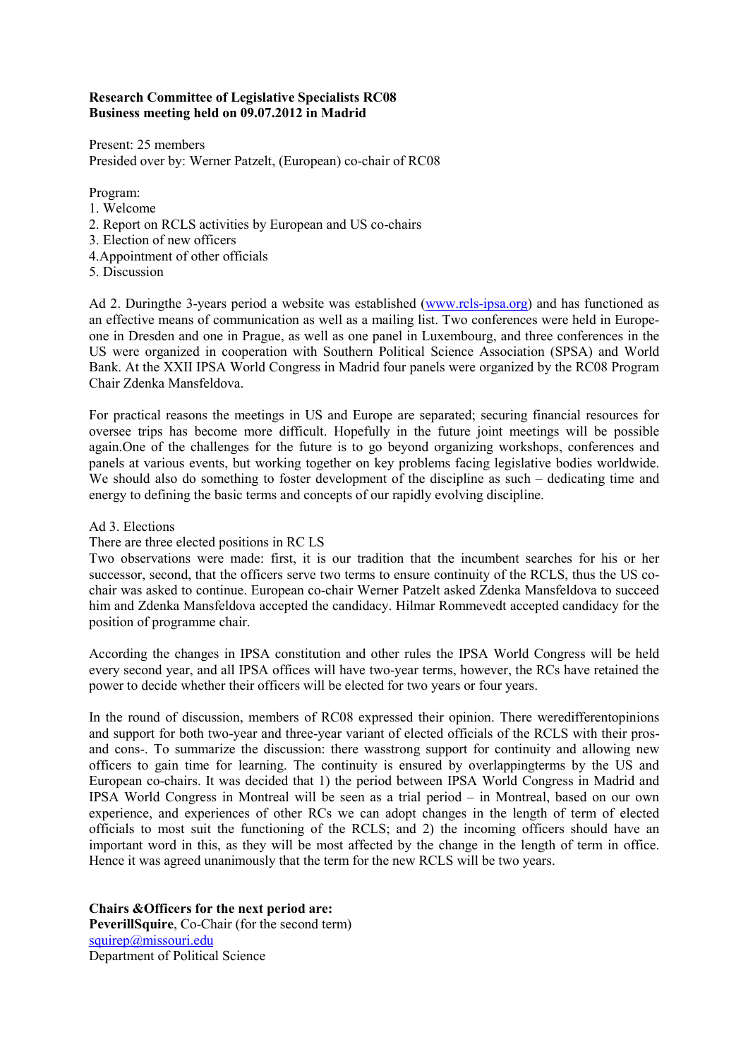**Research Committee of Legislative Specialists RC08**
**Business meeting held on 09.07.2012 in Madrid**

Present: 25 members
Presided over by: Werner Patzelt, (European) co-chair of RC08

Program:
1. Welcome
2. Report on RCLS activities by European and US co-chairs
3. Election of new officers
4. Appointment of other officials
5. Discussion

Ad 2. Duringthe 3-years period a website was established (www.rcls-ipsa.org) and has functioned as an effective means of communication as well as a mailing list. Two conferences were held in Europe-one in Dresden and one in Prague, as well as one panel in Luxembourg, and three conferences in the US were organized in cooperation with Southern Political Science Association (SPSA) and World Bank. At the XXII IPSA World Congress in Madrid four panels were organized by the RC08 Program Chair Zdenka Mansfeldova.

For practical reasons the meetings in US and Europe are separated; securing financial resources for oversee trips has become more difficult. Hopefully in the future joint meetings will be possible again.One of the challenges for the future is to go beyond organizing workshops, conferences and panels at various events, but working together on key problems facing legislative bodies worldwide. We should also do something to foster development of the discipline as such – dedicating time and energy to defining the basic terms and concepts of our rapidly evolving discipline.

Ad 3. Elections
There are three elected positions in RC LS
Two observations were made: first, it is our tradition that the incumbent searches for his or her successor, second, that the officers serve two terms to ensure continuity of the RCLS, thus the US co-chair was asked to continue. European co-chair Werner Patzelt asked Zdenka Mansfeldova to succeed him and Zdenka Mansfeldova accepted the candidacy. Hilmar Rommevedt accepted candidacy for the position of programme chair.

According the changes in IPSA constitution and other rules the IPSA World Congress will be held every second year, and all IPSA offices will have two-year terms, however, the RCs have retained the power to decide whether their officers will be elected for two years or four years.

In the round of discussion, members of RC08 expressed their opinion. There weredifferentopinions and support for both two-year and three-year variant of elected officials of the RCLS with their pros- and cons-. To summarize the discussion: there wasstrong support for continuity and allowing new officers to gain time for learning. The continuity is ensured by overlappingterms by the US and European co-chairs. It was decided that 1) the period between IPSA World Congress in Madrid and IPSA World Congress in Montreal will be seen as a trial period – in Montreal, based on our own experience, and experiences of other RCs we can adopt changes in the length of term of elected officials to most suit the functioning of the RCLS; and 2) the incoming officers should have an important word in this, as they will be most affected by the change in the length of term in office. Hence it was agreed unanimously that the term for the new RCLS will be two years.

**Chairs &Officers for the next period are:**
**PeverillSquire**, Co-Chair (for the second term)
squirep@missouri.edu
Department of Political Science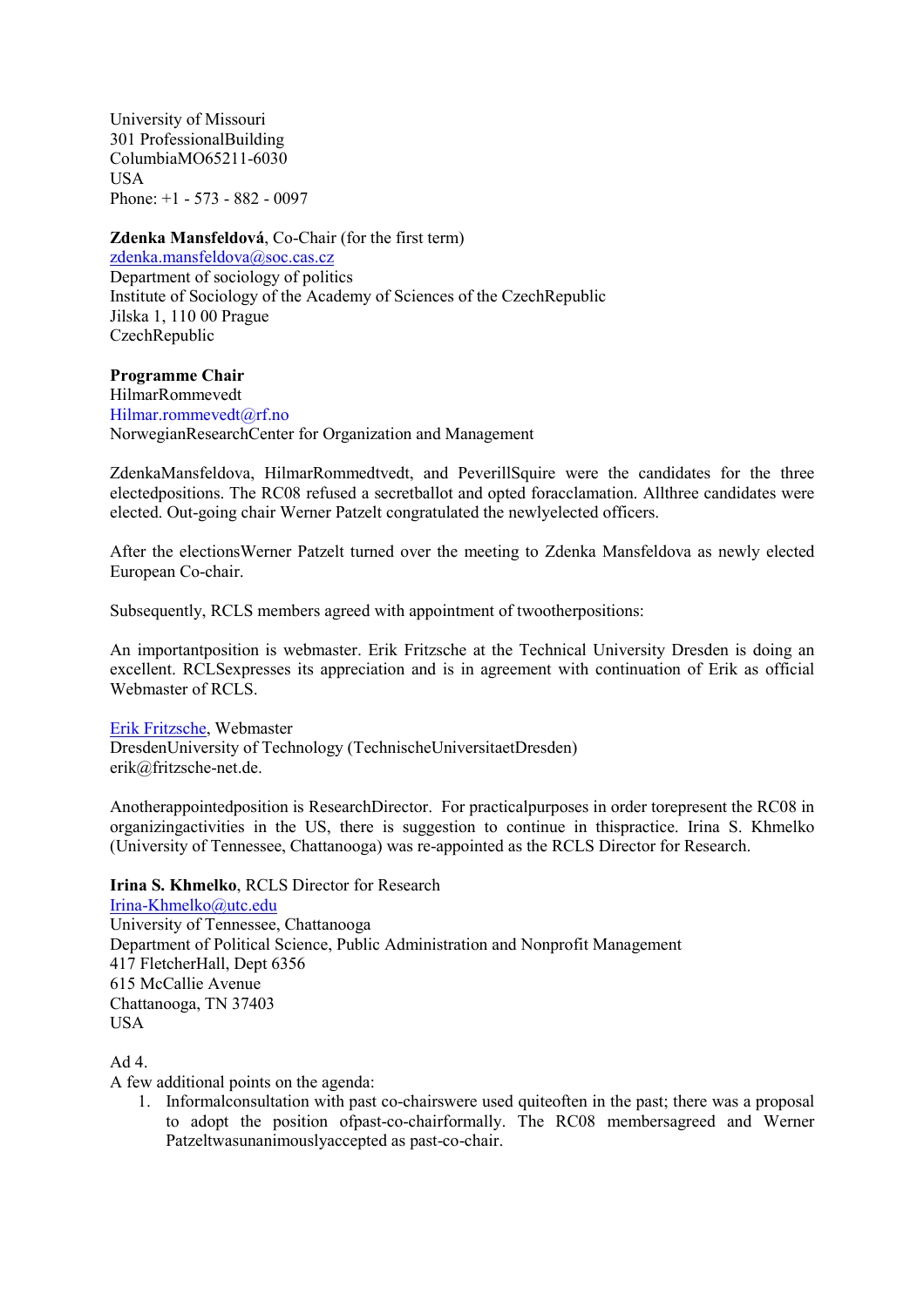University of Missouri
301 ProfessionalBuilding
ColumbiaMO65211-6030
USA
Phone: +1 - 573 - 882 - 0097

**Zdenka Mansfeldová**, Co-Chair (for the first term)
zdenka.mansfeldova@soc.cas.cz
Department of sociology of politics
Institute of Sociology of the Academy of Sciences of the CzechRepublic
Jilska 1, 110 00 Prague
CzechRepublic

**Programme Chair**
HilmarRommevedt
Hilmar.rommevedt@rf.no
NorwegianResearchCenter for Organization and Management

ZdenkaMansfeldova, HilmarRommedtvedt, and PeverillSquire were the candidates for the three electedpositions. The RC08 refused a secretballot and opted foracclamation. Allthree candidates were elected. Out-going chair Werner Patzelt congratulated the newlyelected officers.

After the electionsWerner Patzelt turned over the meeting to Zdenka Mansfeldova as newly elected European Co-chair.

Subsequently, RCLS members agreed with appointment of twootherpositions:

An importantposition is webmaster. Erik Fritzsche at the Technical University Dresden is doing an excellent. RCLSexpresses its appreciation and is in agreement with continuation of Erik as official Webmaster of RCLS.

Erik Fritzsche, Webmaster
DresdenUniversity of Technology (TechnischeUniversitaetDresden)
erik@fritzsche-net.de.

Anotherappointedposition is ResearchDirector. For practicalpurposes in order torepresent the RC08 in organizingactivities in the US, there is suggestion to continue in thispractice. Irina S. Khmelko (University of Tennessee, Chattanooga) was re-appointed as the RCLS Director for Research.

**Irina S. Khmelko**, RCLS Director for Research
Irina-Khmelko@utc.edu
University of Tennessee, Chattanooga
Department of Political Science, Public Administration and Nonprofit Management
417 FletcherHall, Dept 6356
615 McCallie Avenue
Chattanooga, TN 37403
USA

Ad 4.
A few additional points on the agenda:

1. Informalconsultation with past co-chairswere used quiteoften in the past; there was a proposal to adopt the position ofpast-co-chairformally. The RC08 membersagreed and Werner Patzeltwasunanimouslyaccepted as past-co-chair.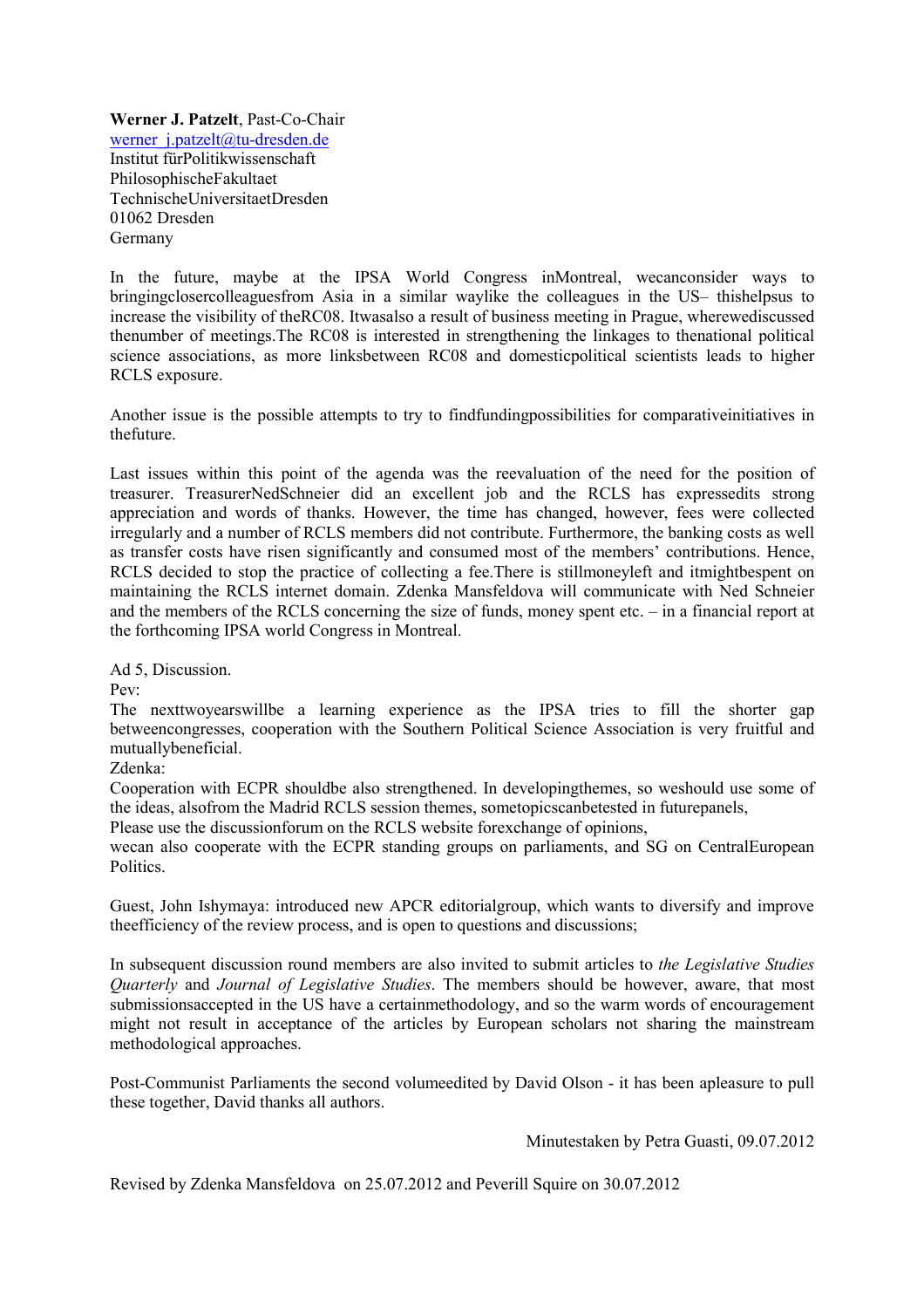**Werner J. Patzelt**, Past-Co-Chair
werner_j.patzelt@tu-dresden.de
Institut fürPolitikwissenschaft
PhilosophischeFakultaet
TechnischeUniversitaetDresden
01062 Dresden
Germany

In the future, maybe at the IPSA World Congress inMontreal, wecanconsider ways to bringingclosercolleaguesfrom Asia in a similar waylike the colleagues in the US– thishelpsus to increase the visibility of theRC08. Itwasalso a result of business meeting in Prague, wherewediscussed thenumber of meetings.The RC08 is interested in strengthening the linkages to thenational political science associations, as more linksbetween RC08 and domesticpolitical scientists leads to higher RCLS exposure.

Another issue is the possible attempts to try to findfundingpossibilities for comparativeinitiatives in thefuture.

Last issues within this point of the agenda was the reevaluation of the need for the position of treasurer. TreasurerNedSchneier did an excellent job and the RCLS has expressedits strong appreciation and words of thanks. However, the time has changed, however, fees were collected irregularly and a number of RCLS members did not contribute. Furthermore, the banking costs as well as transfer costs have risen significantly and consumed most of the members' contributions. Hence, RCLS decided to stop the practice of collecting a fee.There is stillmoneyleft and itmightbespent on maintaining the RCLS internet domain. Zdenka Mansfeldova will communicate with Ned Schneier and the members of the RCLS concerning the size of funds, money spent etc. – in a financial report at the forthcoming IPSA world Congress in Montreal.

Ad 5, Discussion.

Pev:

The nexttwoyearswillbe a learning experience as the IPSA tries to fill the shorter gap betweencongresses, cooperation with the Southern Political Science Association is very fruitful and mutuallybeneficial.

Zdenka:

Cooperation with ECPR shouldbe also strengthened. In developingthemes, so weshould use some of the ideas, alsofrom the Madrid RCLS session themes, sometopicscanbetested in futurepanels,

Please use the discussionforum on the RCLS website forexchange of opinions,

wecan also cooperate with the ECPR standing groups on parliaments, and SG on CentralEuropean Politics.

Guest, John Ishymaya: introduced new APCR editorialgroup, which wants to diversify and improve theefficiency of the review process, and is open to questions and discussions;

In subsequent discussion round members are also invited to submit articles to *the Legislative Studies Quarterly* and *Journal of Legislative Studies*. The members should be however, aware, that most submissionsaccepted in the US have a certainmethodology, and so the warm words of encouragement might not result in acceptance of the articles by European scholars not sharing the mainstream methodological approaches.

Post-Communist Parliaments the second volumeedited by David Olson - it has been apleasure to pull these together, David thanks all authors.

Minutestaken by Petra Guasti, 09.07.2012

Revised by Zdenka Mansfeldova on 25.07.2012 and Peverill Squire on 30.07.2012